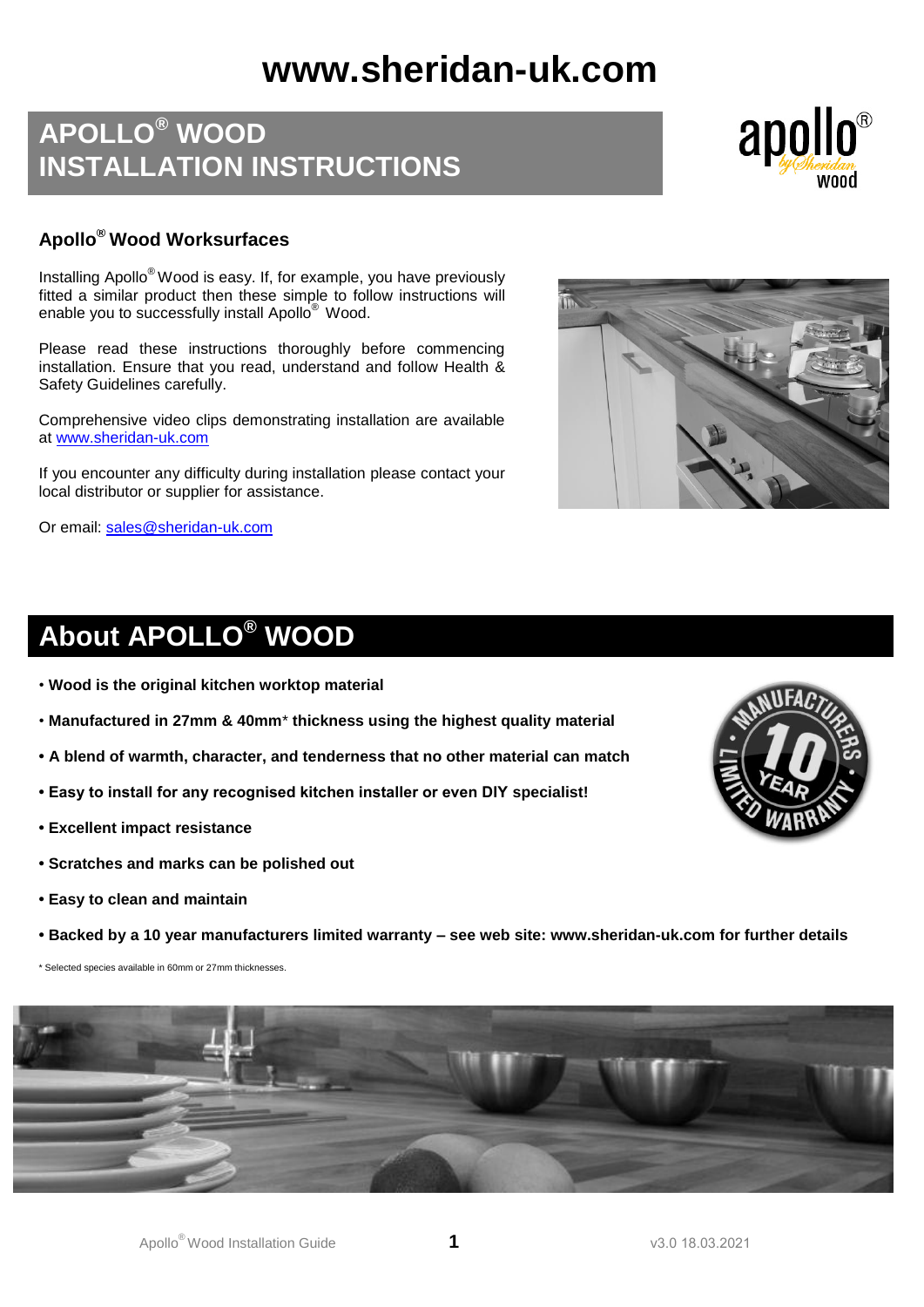# www.sheridan-uk.com

# APOLLO® WOOD INSTALLATION INSTRUCTIONS

## Apollo® Wood Worksurfaces

Installing Apollo® Wood is easy. If, for example, you have previously fitted a similar product then these simple to follow instructions will enable you to successfully install Apollo® Wood.

Please read these instructions thoroughly before commencing installation. Ensure that you read, understand and follow Health & Safety Guidelines carefully.

Comprehensive video clips demonstrating installation are available at www.sheridan-uk.com

If you encounter any difficulty during installation please contact your local distributor or supplier for assistance.

Or email: sales@sheridan-uk.com

## About APOLLO® WOOD

- **Wood is the original kitchen worktop material**
- **Manufactured in 27mm & 40mm\* thickness using the highest quality material**
- **A blend of warmth, character, and tenderness that no other material can match**
- **Easy to install for any recognised kitchen installer or even DIY specialist!**
- **Excellent impact resistance**
- **Scratches and marks can be polished out**
- **Easy to clean and maintain**
- **Backed by a 10 year manufacturers limited warranty – see web site: www.sheridan-uk.com for further details**

\* Selected species available in 60mm or 27mm thicknesses.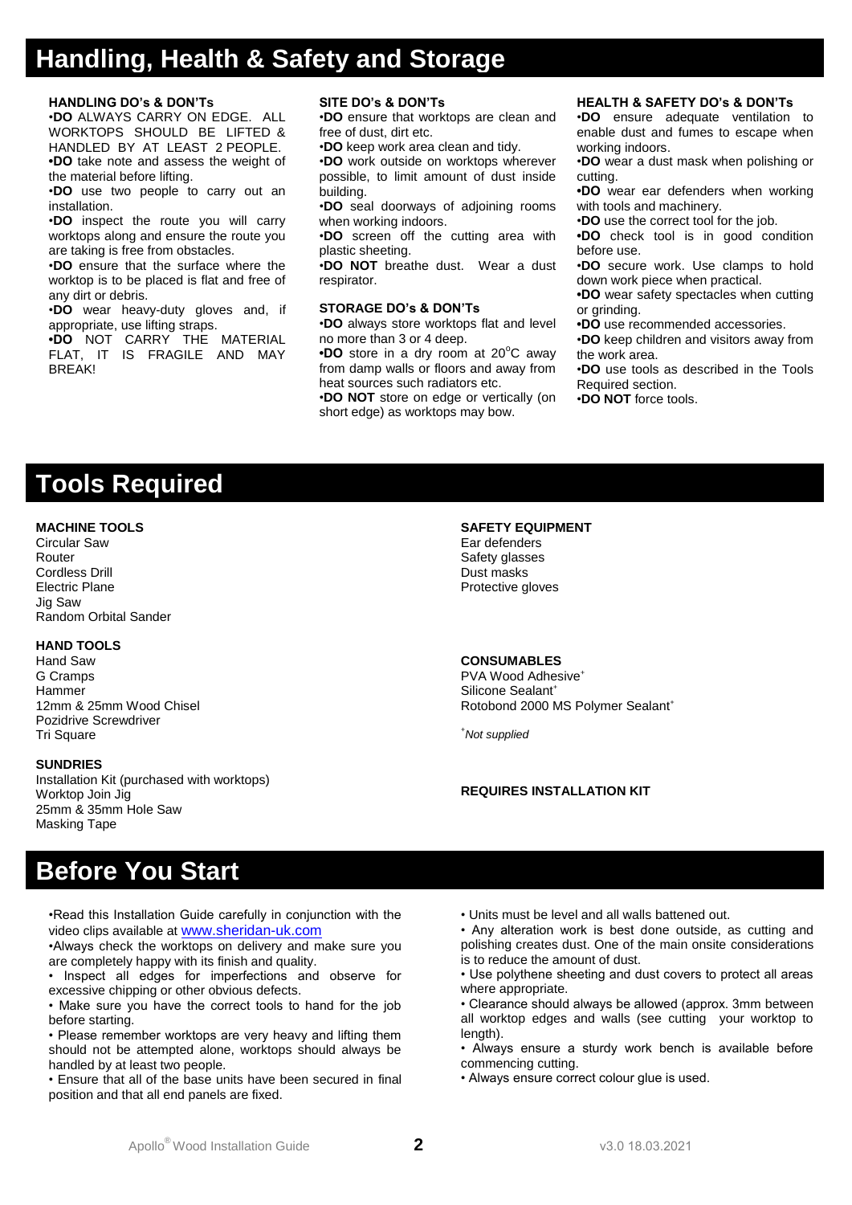# Handling, Health & Safety and Storage

### HANDLING DO's & DON'Ts

•**DO** ALWAYS CARRY ON EDGE. ALL WORKTOPS SHOULD BE LIFTED & HANDLED BY AT LEAST 2 PEOPLE.

•**DO** take note and assess the weight of the material before lifting.

•**DO** use two people to carry out an installation.

•**DO** inspect the route you will carry worktops along and ensure the route you are taking is free from obstacles.

•**DO** ensure that the surface where the worktop is to be placed is flat and free of any dirt or debris.

•**DO** wear heavy-duty gloves and, if appropriate, use lifting straps.

•**DO** NOT CARRY THE MATERIAL FLAT, IT IS FRAGILE AND MAY BREAK!

### SITE DO's & DON'Ts

•**DO** ensure that worktops are clean and free of dust, dirt etc.

•**DO** keep work area clean and tidy.

•**DO** work outside on worktops wherever possible, to limit amount of dust inside building.

•**DO** seal doorways of adjoining rooms when working indoors.

•**DO** screen off the cutting area with plastic sheeting.

•**DO NOT** breathe dust. Wear a dust respirator.

### STORAGE DO's & DON'Ts

•**DO** always store worktops flat and level no more than 3 or 4 deep.

•**DO** store in a dry room at 20°C away from damp walls or floors and away from heat sources such radiators etc.

•**DO NOT** store on edge or vertically (on short edge) as worktops may bow.

### HEALTH & SAFETY DO's & DON'Ts

•**DO** ensure adequate ventilation to enable dust and fumes to escape when working indoors.

•**DO** wear a dust mask when polishing or cutting.

•**DO** wear ear defenders when working with tools and machinery.

•**DO** use the correct tool for the job.

•**DO** check tool is in good condition before use.

•**DO** secure work. Use clamps to hold down work piece when practical.

•**DO** wear safety spectacles when cutting or grinding.

•**DO** use recommended accessories.

•**DO** keep children and visitors away from the work area.

•**DO** use tools as described in the Tools Required section.

•**DO NOT** force tools.

# Tools Required

**MACHINE TOOLS**
Circular Saw
Router
Cordless Drill
Electric Plane
Jig Saw
Random Orbital Sander

**HAND TOOLS**
Hand Saw
G Cramps
Hammer
12mm & 25mm Wood Chisel
Pozidrive Screwdriver
Tri Square

**SUNDRIES**
Installation Kit (purchased with worktops)
Worktop Join Jig
25mm & 35mm Hole Saw
Masking Tape

**SAFETY EQUIPMENT**
Ear defenders
Safety glasses
Dust masks
Protective gloves

**CONSUMABLES**
PVA Wood Adhesive+
Silicone Sealant+
Rotobond 2000 MS Polymer Sealant+

+*Not supplied*

**REQUIRES INSTALLATION KIT**

# Before You Start

•Read this Installation Guide carefully in conjunction with the video clips available at www.sheridan-uk.com

•Always check the worktops on delivery and make sure you are completely happy with its finish and quality.

• Inspect all edges for imperfections and observe for excessive chipping or other obvious defects.

• Make sure you have the correct tools to hand for the job before starting.

• Please remember worktops are very heavy and lifting them should not be attempted alone, worktops should always be handled by at least two people.

• Ensure that all of the base units have been secured in final position and that all end panels are fixed.

• Units must be level and all walls battened out.

• Any alteration work is best done outside, as cutting and polishing creates dust. One of the main onsite considerations is to reduce the amount of dust.

• Use polythene sheeting and dust covers to protect all areas where appropriate.

• Clearance should always be allowed (approx. 3mm between all worktop edges and walls (see cutting your worktop to length).

• Always ensure a sturdy work bench is available before commencing cutting.

• Always ensure correct colour glue is used.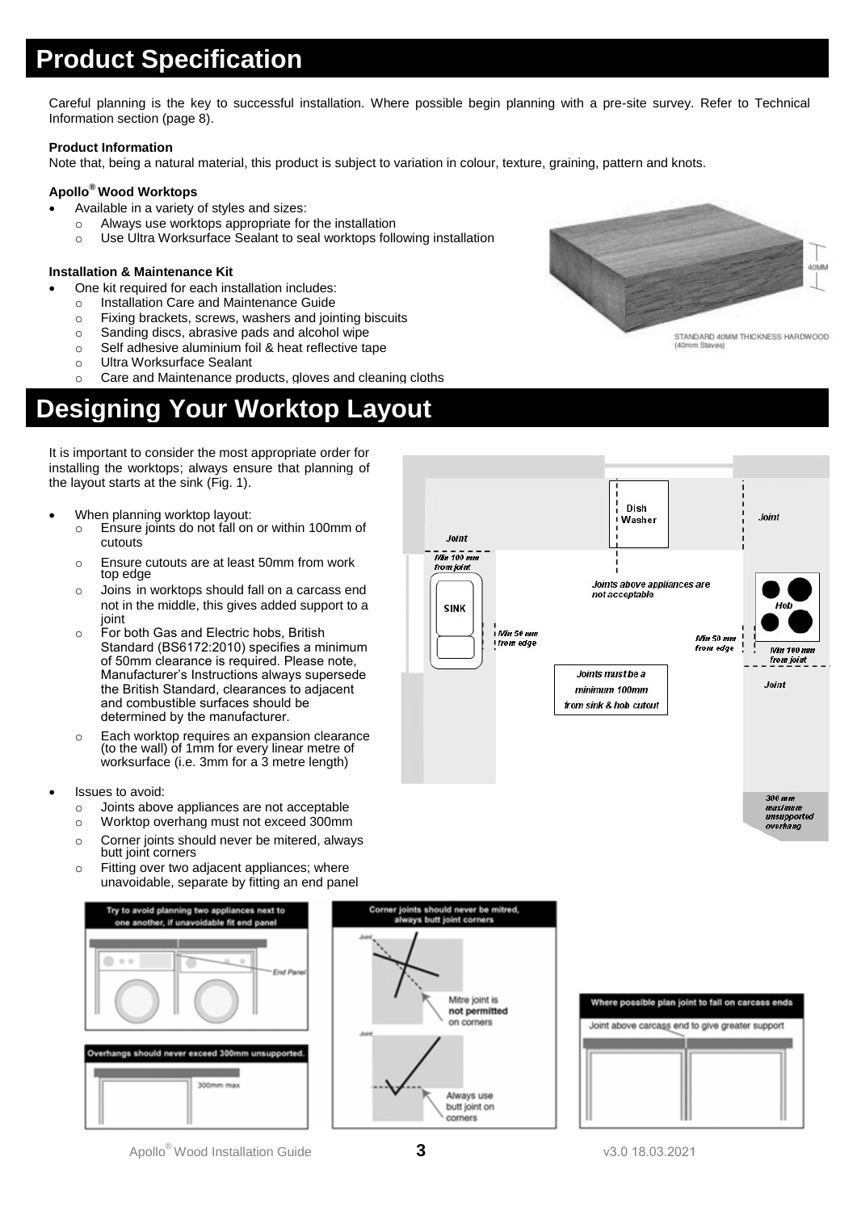# Product Specification

Careful planning is the key to successful installation. Where possible begin planning with a pre-site survey. Refer to Technical Information section (page 8).

**Product Information**

Note that, being a natural material, this product is subject to variation in colour, texture, graining, pattern and knots.

**Apollo® Wood Worktops**

- Available in a variety of styles and sizes:
  - Always use worktops appropriate for the installation
  - Use Ultra Worksurface Sealant to seal worktops following installation

**Installation & Maintenance Kit**

- One kit required for each installation includes:
  - Installation Care and Maintenance Guide
  - Fixing brackets, screws, washers and jointing biscuits
  - Sanding discs, abrasive pads and alcohol wipe
  - Self adhesive aluminium foil & heat reflective tape
  - Ultra Worksurface Sealant
  - Care and Maintenance products, gloves and cleaning cloths

STANDARD 40MM THICKNESS HARDWOOD (40mm Staves)

# Designing Your Worktop Layout

It is important to consider the most appropriate order for installing the worktops; always ensure that planning of the layout starts at the sink (Fig. 1).

- When planning worktop layout:
  - Ensure joints do not fall on or within 100mm of cutouts
  - Ensure cutouts are at least 50mm from work top edge
  - Joints in worktops should fall on a carcass end not in the middle, this gives added support to a joint
  - For both Gas and Electric hobs, British Standard (BS6172:2010) specifies a minimum of 50mm clearance is required. Please note, Manufacturer's Instructions always supersede the British Standard, clearances to adjacent and combustible surfaces should be determined by the manufacturer.
  - Each worktop requires an expansion clearance (to the wall) of 1mm for every linear metre of worksurface (i.e. 3mm for a 3 metre length)
- Issues to avoid:
  - Joints above appliances are not acceptable
  - Worktop overhang must not exceed 300mm
  - Corner joints should never be mitered, always butt joint corners
  - Fitting over two adjacent appliances; where unavoidable, separate by fitting an end panel

Try to avoid planning two appliances next to one another, if unavoidable fit end panel

Overhangs should never exceed 300mm unsupported.

Corner joints should never be mitred, always butt joint corners

Where possible plan joint to fall on carcass ends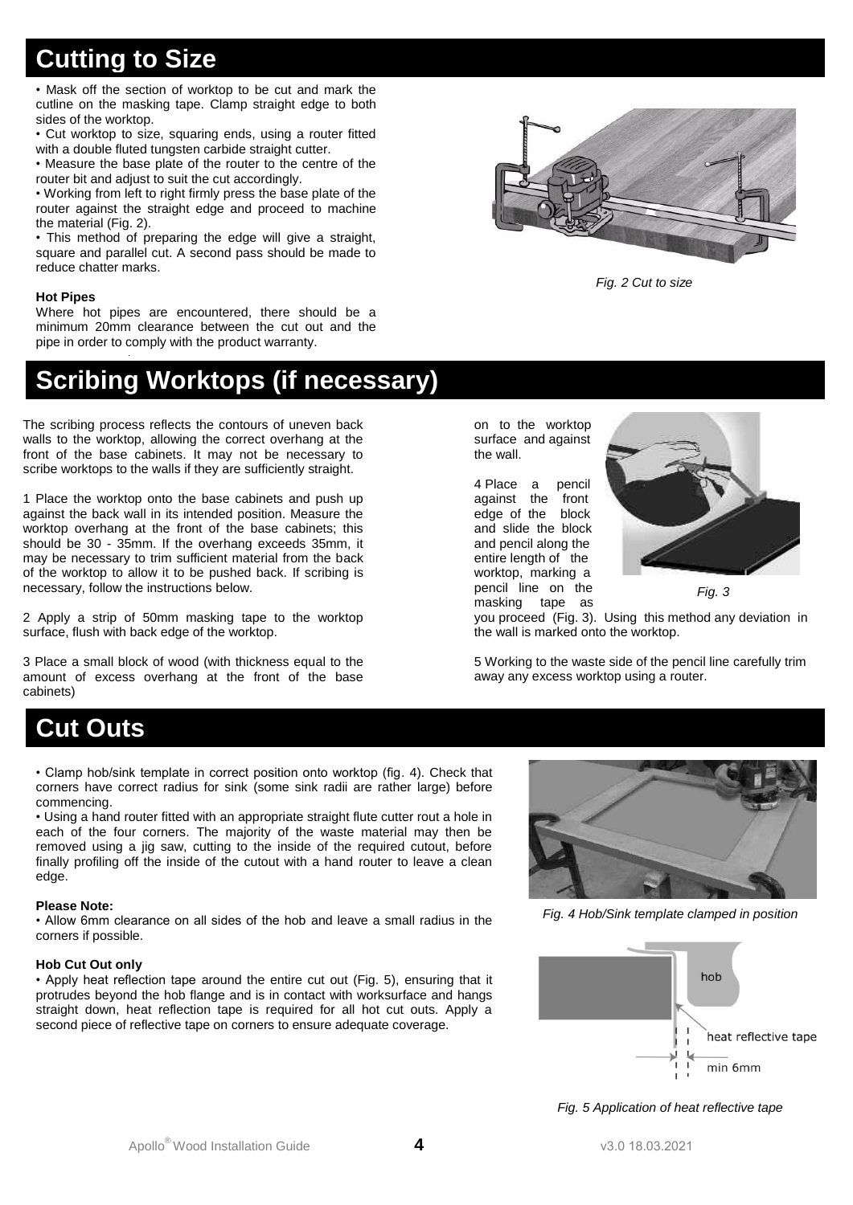# Cutting to Size

- Mask off the section of worktop to be cut and mark the cutline on the masking tape. Clamp straight edge to both sides of the worktop.
- Cut worktop to size, squaring ends, using a router fitted with a double fluted tungsten carbide straight cutter.
- Measure the base plate of the router to the centre of the router bit and adjust to suit the cut accordingly.
- Working from left to right firmly press the base plate of the router against the straight edge and proceed to machine the material (Fig. 2).
- This method of preparing the edge will give a straight, square and parallel cut. A second pass should be made to reduce chatter marks.

*Fig. 2 Cut to size*

**Hot Pipes**

Where hot pipes are encountered, there should be a minimum 20mm clearance between the cut out and the pipe in order to comply with the product warranty.

# Scribing Worktops (if necessary)

The scribing process reflects the contours of uneven back walls to the worktop, allowing the correct overhang at the front of the base cabinets. It may not be necessary to scribe worktops to the walls if they are sufficiently straight.

1 Place the worktop onto the base cabinets and push up against the back wall in its intended position. Measure the worktop overhang at the front of the base cabinets; this should be 30 - 35mm. If the overhang exceeds 35mm, it may be necessary to trim sufficient material from the back of the worktop to allow it to be pushed back. If scribing is necessary, follow the instructions below.

2 Apply a strip of 50mm masking tape to the worktop surface, flush with back edge of the worktop.

3 Place a small block of wood (with thickness equal to the amount of excess overhang at the front of the base cabinets) on to the worktop surface and against the wall.

4 Place a pencil against the front edge of the block and slide the block and pencil along the entire length of the worktop, marking a pencil line on the masking tape as you proceed (Fig. 3). Using this method any deviation in the wall is marked onto the worktop.

*Fig. 3*

5 Working to the waste side of the pencil line carefully trim away any excess worktop using a router.

# Cut Outs

- Clamp hob/sink template in correct position onto worktop (fig. 4). Check that corners have correct radius for sink (some sink radii are rather large) before commencing.
- Using a hand router fitted with an appropriate straight flute cutter rout a hole in each of the four corners. The majority of the waste material may then be removed using a jig saw, cutting to the inside of the required cutout, before finally profiling off the inside of the cutout with a hand router to leave a clean edge.

*Fig. 4 Hob/Sink template clamped in position*

**Please Note:**

- Allow 6mm clearance on all sides of the hob and leave a small radius in the corners if possible.

**Hob Cut Out only**

- Apply heat reflection tape around the entire cut out (Fig. 5), ensuring that it protrudes beyond the hob flange and is in contact with worksurface and hangs straight down, heat reflection tape is required for all hot cut outs. Apply a second piece of reflective tape on corners to ensure adequate coverage.

hob

heat reflective tape

min 6mm

*Fig. 5 Application of heat reflective tape*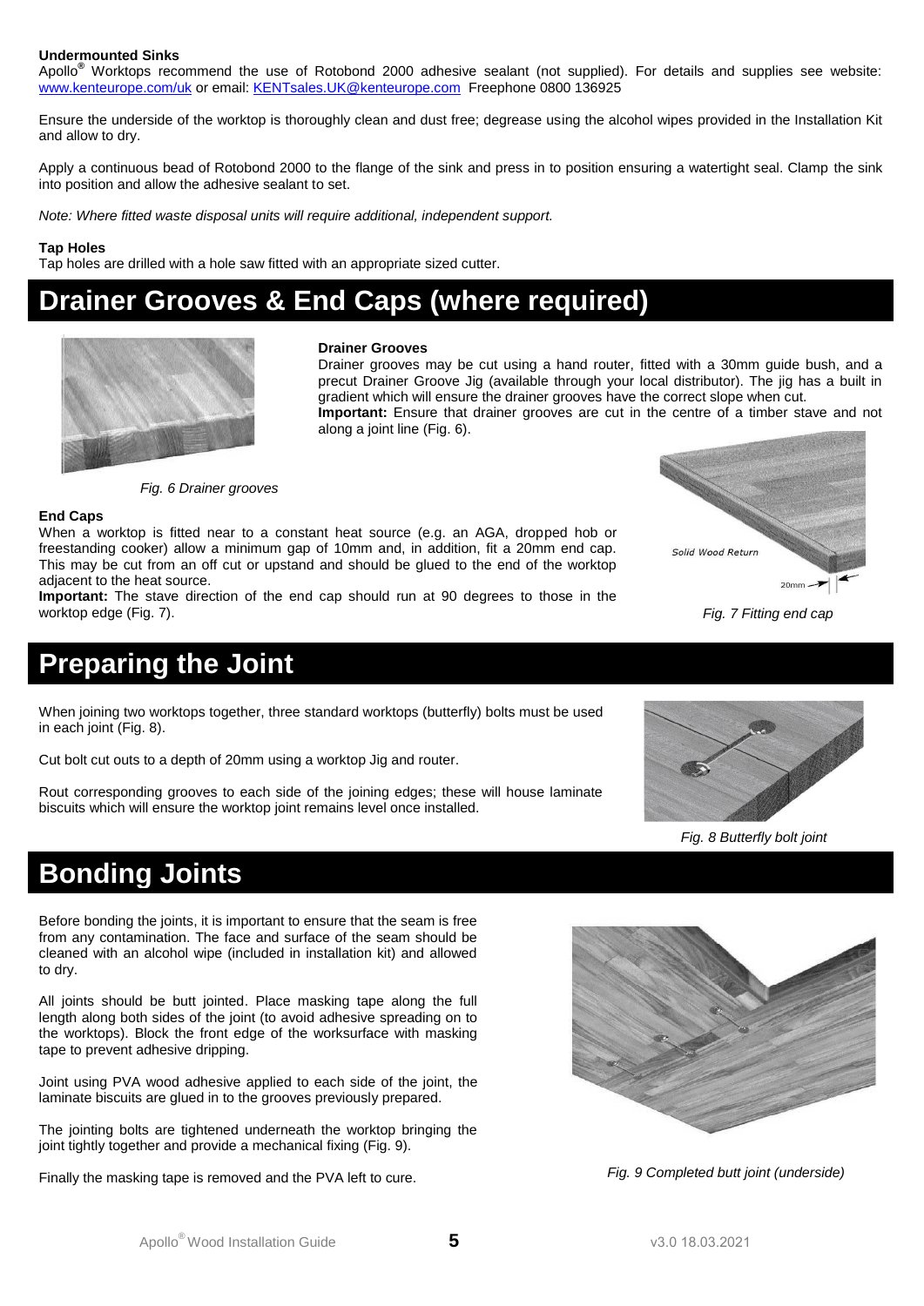**Undermounted Sinks**

Apollo® Worktops recommend the use of Rotobond 2000 adhesive sealant (not supplied). For details and supplies see website: www.kenteurope.com/uk or email: KENTsales.UK@kenteurope.com Freephone 0800 136925

Ensure the underside of the worktop is thoroughly clean and dust free; degrease using the alcohol wipes provided in the Installation Kit and allow to dry.

Apply a continuous bead of Rotobond 2000 to the flange of the sink and press in to position ensuring a watertight seal. Clamp the sink into position and allow the adhesive sealant to set.

*Note: Where fitted waste disposal units will require additional, independent support.*

**Tap Holes**

Tap holes are drilled with a hole saw fitted with an appropriate sized cutter.

# Drainer Grooves & End Caps (where required)

**Drainer Grooves**

Drainer grooves may be cut using a hand router, fitted with a 30mm guide bush, and a precut Drainer Groove Jig (available through your local distributor). The jig has a built in gradient which will ensure the drainer grooves have the correct slope when cut.

**Important:** Ensure that drainer grooves are cut in the centre of a timber stave and not along a joint line (Fig. 6).

*Fig. 6 Drainer grooves*

**End Caps**

When a worktop is fitted near to a constant heat source (e.g. an AGA, dropped hob or freestanding cooker) allow a minimum gap of 10mm and, in addition, fit a 20mm end cap. This may be cut from an off cut or upstand and should be glued to the end of the worktop adjacent to the heat source.

**Important:** The stave direction of the end cap should run at 90 degrees to those in the worktop edge (Fig. 7).

Solid Wood Return

20mm

*Fig. 7 Fitting end cap*

# Preparing the Joint

When joining two worktops together, three standard worktops (butterfly) bolts must be used in each joint (Fig. 8).

Cut bolt cut outs to a depth of 20mm using a worktop Jig and router.

Rout corresponding grooves to each side of the joining edges; these will house laminate biscuits which will ensure the worktop joint remains level once installed.

*Fig. 8 Butterfly bolt joint*

# Bonding Joints

Before bonding the joints, it is important to ensure that the seam is free from any contamination. The face and surface of the seam should be cleaned with an alcohol wipe (included in installation kit) and allowed to dry.

All joints should be butt jointed. Place masking tape along the full length along both sides of the joint (to avoid adhesive spreading on to the worktops). Block the front edge of the worksurface with masking tape to prevent adhesive dripping.

Joint using PVA wood adhesive applied to each side of the joint, the laminate biscuits are glued in to the grooves previously prepared.

The jointing bolts are tightened underneath the worktop bringing the joint tightly together and provide a mechanical fixing (Fig. 9).

Finally the masking tape is removed and the PVA left to cure.

*Fig. 9 Completed butt joint (underside)*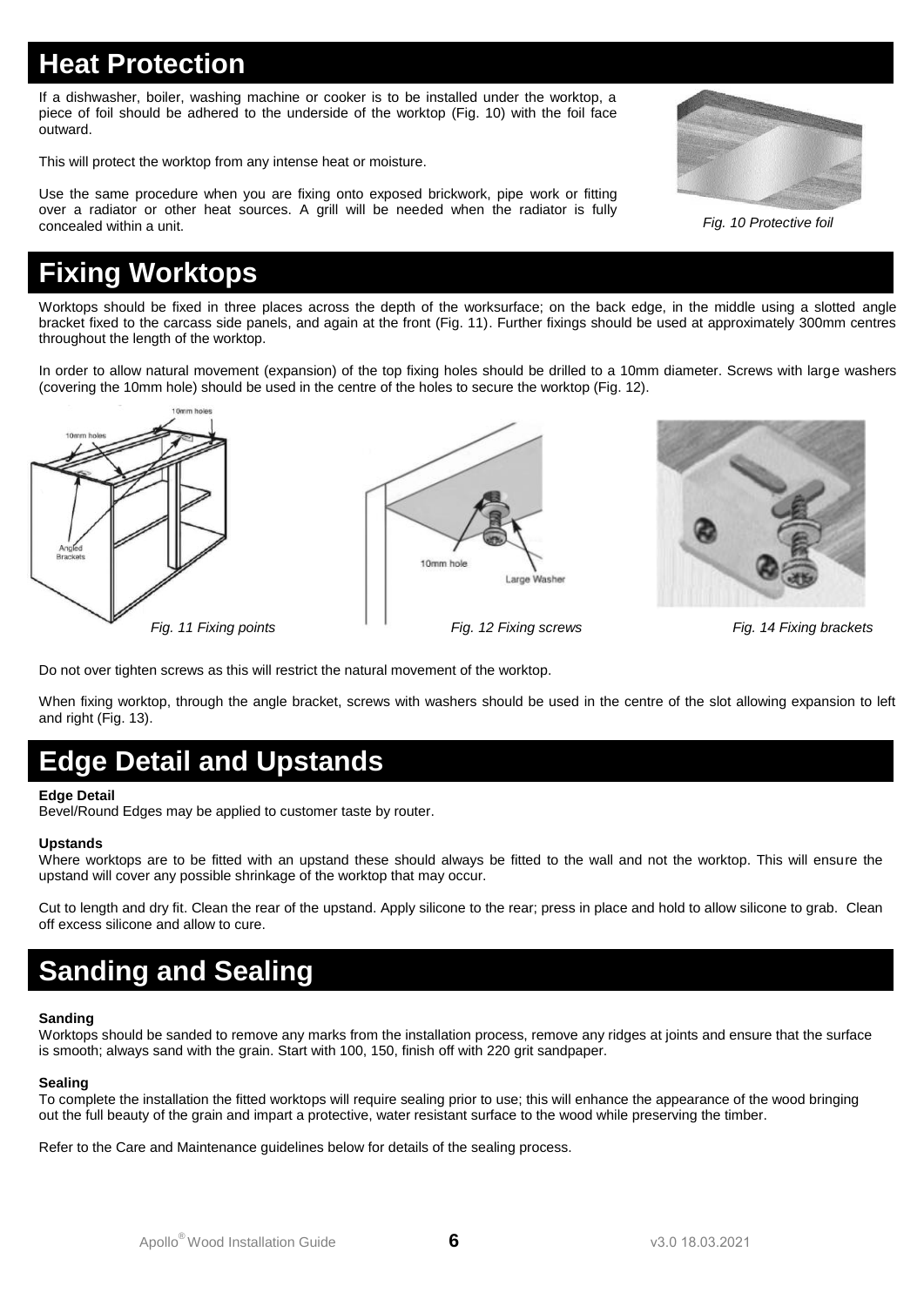# Heat Protection

If a dishwasher, boiler, washing machine or cooker is to be installed under the worktop, a piece of foil should be adhered to the underside of the worktop (Fig. 10) with the foil face outward.

This will protect the worktop from any intense heat or moisture.

Use the same procedure when you are fixing onto exposed brickwork, pipe work or fitting over a radiator or other heat sources. A grill will be needed when the radiator is fully concealed within a unit.

*Fig. 10 Protective foil*

# Fixing Worktops

Worktops should be fixed in three places across the depth of the worksurface; on the back edge, in the middle using a slotted angle bracket fixed to the carcass side panels, and again at the front (Fig. 11). Further fixings should be used at approximately 300mm centres throughout the length of the worktop.

In order to allow natural movement (expansion) of the top fixing holes should be drilled to a 10mm diameter. Screws with large washers (covering the 10mm hole) should be used in the centre of the holes to secure the worktop (Fig. 12).

*Fig. 11 Fixing points*

*Fig. 12 Fixing screws*

*Fig. 14 Fixing brackets*

Do not over tighten screws as this will restrict the natural movement of the worktop.

When fixing worktop, through the angle bracket, screws with washers should be used in the centre of the slot allowing expansion to left and right (Fig. 13).

# Edge Detail and Upstands

**Edge Detail**
Bevel/Round Edges may be applied to customer taste by router.

**Upstands**
Where worktops are to be fitted with an upstand these should always be fitted to the wall and not the worktop. This will ensure the upstand will cover any possible shrinkage of the worktop that may occur.

Cut to length and dry fit. Clean the rear of the upstand. Apply silicone to the rear; press in place and hold to allow silicone to grab. Clean off excess silicone and allow to cure.

# Sanding and Sealing

**Sanding**
Worktops should be sanded to remove any marks from the installation process, remove any ridges at joints and ensure that the surface is smooth; always sand with the grain. Start with 100, 150, finish off with 220 grit sandpaper.

**Sealing**
To complete the installation the fitted worktops will require sealing prior to use; this will enhance the appearance of the wood bringing out the full beauty of the grain and impart a protective, water resistant surface to the wood while preserving the timber.

Refer to the Care and Maintenance guidelines below for details of the sealing process.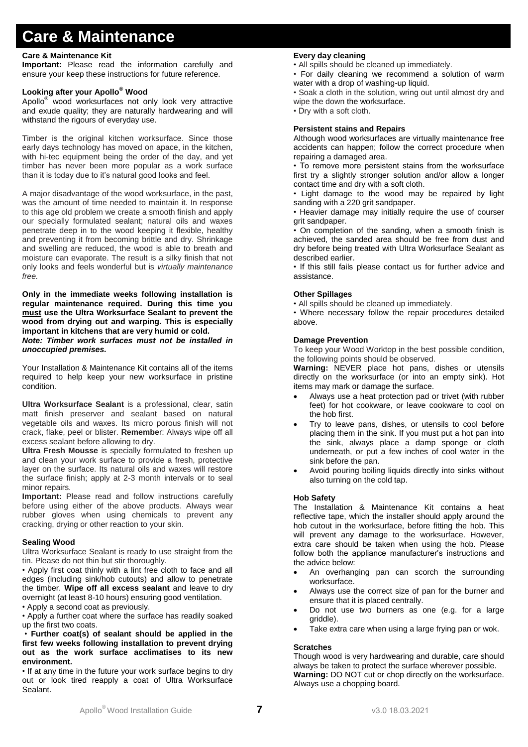# Care & Maintenance

**Care & Maintenance Kit**

**Important:** Please read the information carefully and ensure your keep these instructions for future reference.

**Looking after your Apollo® Wood**

Apollo® wood worksurfaces not only look very attractive and exude quality; they are naturally hardwearing and will withstand the rigours of everyday use.

Timber is the original kitchen worksurface. Since those early days technology has moved on apace, in the kitchen, with hi-tec equipment being the order of the day, and yet timber has never been more popular as a work surface than it is today due to it's natural good looks and feel.

A major disadvantage of the wood worksurface, in the past, was the amount of time needed to maintain it. In response to this age old problem we create a smooth finish and apply our specially formulated sealant; natural oils and waxes penetrate deep in to the wood keeping it flexible, healthy and preventing it from becoming brittle and dry. Shrinkage and swelling are reduced, the wood is able to breath and moisture can evaporate. The result is a silky finish that not only looks and feels wonderful but is *virtually maintenance free.*

**Only in the immediate weeks following installation is regular maintenance required. During this time you must use the Ultra Worksurface Sealant to prevent the wood from drying out and warping. This is especially important in kitchens that are very humid or cold.**

***Note: Timber work surfaces must not be installed in unoccupied premises.***

Your Installation & Maintenance Kit contains all of the items required to help keep your new worksurface in pristine condition.

**Ultra Worksurface Sealant** is a professional, clear, satin matt finish preserver and sealant based on natural vegetable oils and waxes. Its micro porous finish will not crack, flake, peel or blister. **Remember**: Always wipe off all excess sealant before allowing to dry.

**Ultra Fresh Mousse** is specially formulated to freshen up and clean your work surface to provide a fresh, protective layer on the surface. Its natural oils and waxes will restore the surface finish; apply at 2-3 month intervals or to seal minor repairs.

**Important:** Please read and follow instructions carefully before using either of the above products. Always wear rubber gloves when using chemicals to prevent any cracking, drying or other reaction to your skin.

**Sealing Wood**

Ultra Worksurface Sealant is ready to use straight from the tin. Please do not thin but stir thoroughly.

- Apply first coat thinly with a lint free cloth to face and all edges (including sink/hob cutouts) and allow to penetrate the timber. **Wipe off all excess sealant** and leave to dry overnight (at least 8-10 hours) ensuring good ventilation.
- Apply a second coat as previously.
- Apply a further coat where the surface has readily soaked up the first two coats.
- **Further coat(s) of sealant should be applied in the first few weeks following installation to prevent drying out as the work surface acclimatises to its new environment.**
- If at any time in the future your work surface begins to dry out or look tired reapply a coat of Ultra Worksurface Sealant.

**Every day cleaning**

- All spills should be cleaned up immediately.
- For daily cleaning we recommend a solution of warm water with a drop of washing-up liquid.
- Soak a cloth in the solution, wring out until almost dry and wipe the down the worksurface.
- Dry with a soft cloth.

**Persistent stains and Repairs**

Although wood worksurfaces are virtually maintenance free accidents can happen; follow the correct procedure when repairing a damaged area.

- To remove more persistent stains from the worksurface first try a slightly stronger solution and/or allow a longer contact time and dry with a soft cloth.
- Light damage to the wood may be repaired by light sanding with a 220 grit sandpaper.
- Heavier damage may initially require the use of courser grit sandpaper.
- On completion of the sanding, when a smooth finish is achieved, the sanded area should be free from dust and dry before being treated with Ultra Worksurface Sealant as described earlier.
- If this still fails please contact us for further advice and assistance.

**Other Spillages**

- All spills should be cleaned up immediately.
- Where necessary follow the repair procedures detailed above.

**Damage Prevention**

To keep your Wood Worktop in the best possible condition, the following points should be observed.

**Warning:** NEVER place hot pans, dishes or utensils directly on the worksurface (or into an empty sink). Hot items may mark or damage the surface.

- Always use a heat protection pad or trivet (with rubber feet) for hot cookware, or leave cookware to cool on the hob first.
- Try to leave pans, dishes, or utensils to cool before placing them in the sink. If you must put a hot pan into the sink, always place a damp sponge or cloth underneath, or put a few inches of cool water in the sink before the pan.
- Avoid pouring boiling liquids directly into sinks without also turning on the cold tap.

**Hob Safety**

The Installation & Maintenance Kit contains a heat reflective tape, which the installer should apply around the hob cutout in the worksurface, before fitting the hob. This will prevent any damage to the worksurface. However, extra care should be taken when using the hob. Please follow both the appliance manufacturer's instructions and the advice below:

- An overhanging pan can scorch the surrounding worksurface.
- Always use the correct size of pan for the burner and ensure that it is placed centrally.
- Do not use two burners as one (e.g. for a large griddle).
- Take extra care when using a large frying pan or wok.

**Scratches**

Though wood is very hardwearing and durable, care should always be taken to protect the surface wherever possible.

**Warning:** DO NOT cut or chop directly on the worksurface. Always use a chopping board.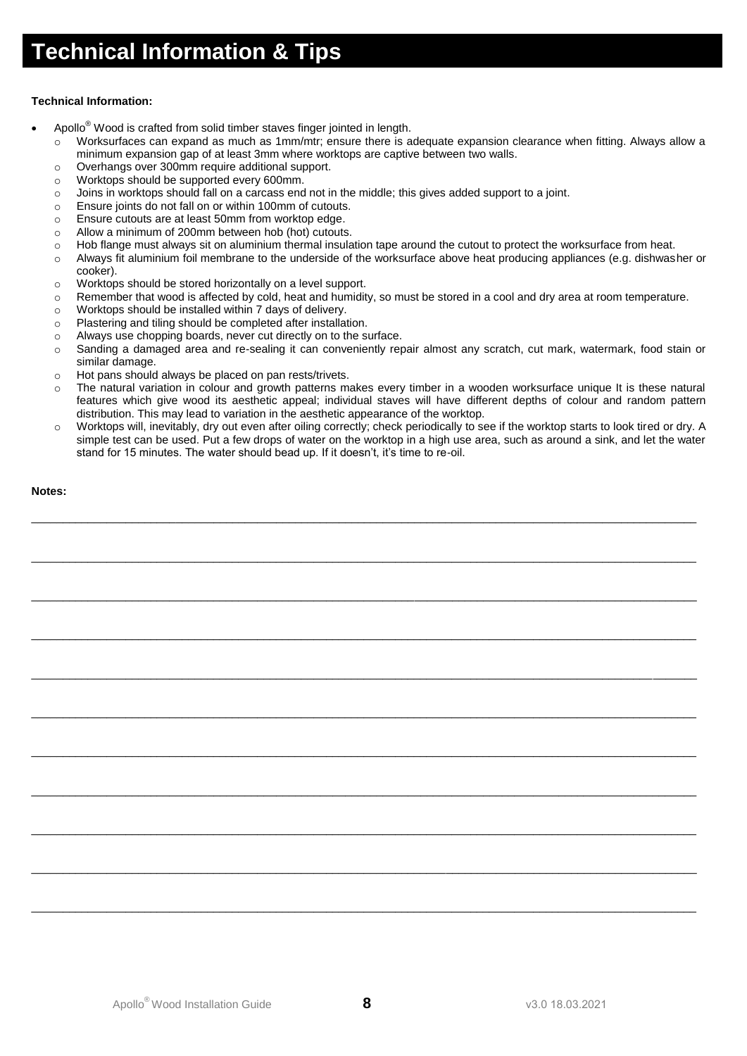# Technical Information & Tips

**Technical Information:**

- Apollo® Wood is crafted from solid timber staves finger jointed in length.
  - Worksurfaces can expand as much as 1mm/mtr; ensure there is adequate expansion clearance when fitting. Always allow a minimum expansion gap of at least 3mm where worktops are captive between two walls.
  - Overhangs over 300mm require additional support.
  - Worktops should be supported every 600mm.
  - Joins in worktops should fall on a carcass end not in the middle; this gives added support to a joint.
  - Ensure joints do not fall on or within 100mm of cutouts.
  - Ensure cutouts are at least 50mm from worktop edge.
  - Allow a minimum of 200mm between hob (hot) cutouts.
  - Hob flange must always sit on aluminium thermal insulation tape around the cutout to protect the worksurface from heat.
  - Always fit aluminium foil membrane to the underside of the worksurface above heat producing appliances (e.g. dishwasher or cooker).
  - Worktops should be stored horizontally on a level support.
  - Remember that wood is affected by cold, heat and humidity, so must be stored in a cool and dry area at room temperature.
  - Worktops should be installed within 7 days of delivery.
  - Plastering and tiling should be completed after installation.
  - Always use chopping boards, never cut directly on to the surface.
  - Sanding a damaged area and re-sealing it can conveniently repair almost any scratch, cut mark, watermark, food stain or similar damage.
  - Hot pans should always be placed on pan rests/trivets.
  - The natural variation in colour and growth patterns makes every timber in a wooden worksurface unique It is these natural features which give wood its aesthetic appeal; individual staves will have different depths of colour and random pattern distribution. This may lead to variation in the aesthetic appearance of the worktop.
  - Worktops will, inevitably, dry out even after oiling correctly; check periodically to see if the worktop starts to look tired or dry. A simple test can be used. Put a few drops of water on the worktop in a high use area, such as around a sink, and let the water stand for 15 minutes. The water should bead up. If it doesn't, it's time to re-oil.

**Notes:**

___________________________________________________________________________________________

___________________________________________________________________________________________

___________________________________________________________________________________________

___________________________________________________________________________________________

___________________________________________________________________________________________

___________________________________________________________________________________________

___________________________________________________________________________________________

___________________________________________________________________________________________

___________________________________________________________________________________________

___________________________________________________________________________________________

___________________________________________________________________________________________